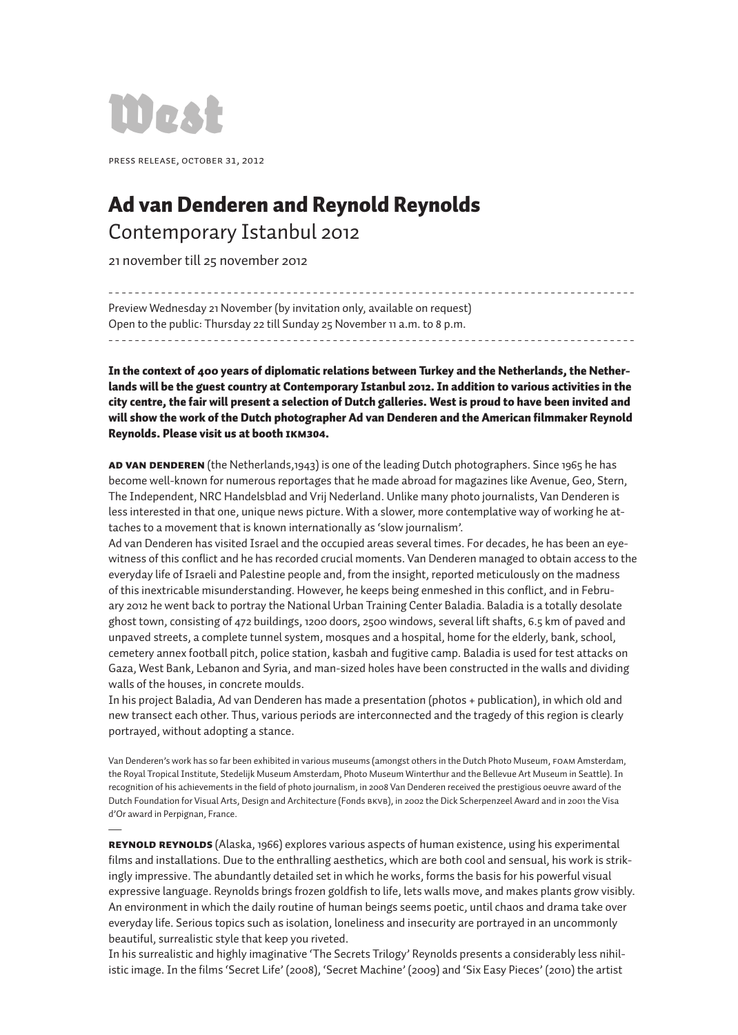# West

PRESS RELEASE, OCTOBER 31, 2012

## Ad van Denderen and Reynold Reynolds

Contemporary Istanbul 2012

21 november till 25 november 2012

---

Preview Wednesday 21 November (by invitation only, available on request)
Open to the public: Thursday 22 till Sunday 25 November 11 a.m. to 8 p.m.

---

**In the context of 400 years of diplomatic relations between Turkey and the Netherlands, the Netherlands will be the guest country at Contemporary Istanbul 2012. In addition to various activities in the city centre, the fair will present a selection of Dutch galleries. West is proud to have been invited and will show the work of the Dutch photographer Ad van Denderen and the American filmmaker Reynold Reynolds. Please visit us at booth IKM304.**

**AD VAN DENDEREN** (the Netherlands,1943) is one of the leading Dutch photographers. Since 1965 he has become well-known for numerous reportages that he made abroad for magazines like Avenue, Geo, Stern, The Independent, NRC Handelsblad and Vrij Nederland. Unlike many photo journalists, Van Denderen is less interested in that one, unique news picture. With a slower, more contemplative way of working he attaches to a movement that is known internationally as 'slow journalism'.
Ad van Denderen has visited Israel and the occupied areas several times. For decades, he has been an eyewitness of this conflict and he has recorded crucial moments. Van Denderen managed to obtain access to the everyday life of Israeli and Palestine people and, from the insight, reported meticulously on the madness of this inextricable misunderstanding. However, he keeps being enmeshed in this conflict, and in February 2012 he went back to portray the National Urban Training Center Baladia. Baladia is a totally desolate ghost town, consisting of 472 buildings, 1200 doors, 2500 windows, several lift shafts, 6.5 km of paved and unpaved streets, a complete tunnel system, mosques and a hospital, home for the elderly, bank, school, cemetery annex football pitch, police station, kasbah and fugitive camp. Baladia is used for test attacks on Gaza, West Bank, Lebanon and Syria, and man-sized holes have been constructed in the walls and dividing walls of the houses, in concrete moulds.
In his project Baladia, Ad van Denderen has made a presentation (photos + publication), in which old and new transect each other. Thus, various periods are interconnected and the tragedy of this region is clearly portrayed, without adopting a stance.

Van Denderen's work has so far been exhibited in various museums (amongst others in the Dutch Photo Museum, FOAM Amsterdam, the Royal Tropical Institute, Stedelijk Museum Amsterdam, Photo Museum Winterthur and the Bellevue Art Museum in Seattle). In recognition of his achievements in the field of photo journalism, in 2008 Van Denderen received the prestigious oeuvre award of the Dutch Foundation for Visual Arts, Design and Architecture (Fonds BKVB), in 2002 the Dick Scherpenzeel Award and in 2001 the Visa d'Or award in Perpignan, France.

---

**REYNOLD REYNOLDS** (Alaska, 1966) explores various aspects of human existence, using his experimental films and installations. Due to the enthralling aesthetics, which are both cool and sensual, his work is strikingly impressive. The abundantly detailed set in which he works, forms the basis for his powerful visual expressive language. Reynolds brings frozen goldfish to life, lets walls move, and makes plants grow visibly. An environment in which the daily routine of human beings seems poetic, until chaos and drama take over everyday life. Serious topics such as isolation, loneliness and insecurity are portrayed in an uncommonly beautiful, surrealistic style that keep you riveted.
In his surrealistic and highly imaginative 'The Secrets Trilogy' Reynolds presents a considerably less nihilistic image. In the films 'Secret Life' (2008), 'Secret Machine' (2009) and 'Six Easy Pieces' (2010) the artist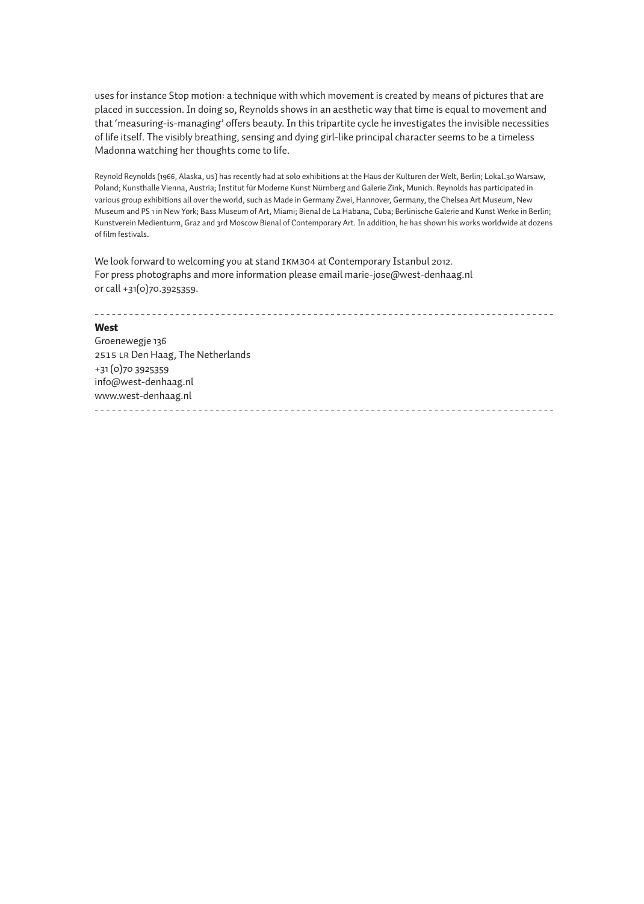uses for instance Stop motion: a technique with which movement is created by means of pictures that are placed in succession. In doing so, Reynolds shows in an aesthetic way that time is equal to movement and that 'measuring-is-managing' offers beauty. In this tripartite cycle he investigates the invisible necessities of life itself. The visibly breathing, sensing and dying girl-like principal character seems to be a timeless Madonna watching her thoughts come to life.

Reynold Reynolds (1966, Alaska, US) has recently had at solo exhibitions at the Haus der Kulturen der Welt, Berlin; Lokal_30 Warsaw, Poland; Kunsthalle Vienna, Austria; Institut für Moderne Kunst Nürnberg and Galerie Zink, Munich. Reynolds has participated in various group exhibitions all over the world, such as Made in Germany Zwei, Hannover, Germany, the Chelsea Art Museum, New Museum and PS 1 in New York; Bass Museum of Art, Miami; Bienal de La Habana, Cuba; Berlinische Galerie and Kunst Werke in Berlin; Kunstverein Medienturm, Graz and 3rd Moscow Bienal of Contemporary Art. In addition, he has shown his works worldwide at dozens of film festivals.

We look forward to welcoming you at stand IKM304 at Contemporary Istanbul 2012.
For press photographs and more information please email marie-jose@west-denhaag.nl
or call +31(0)70.3925359.

---

**West**
Groenewegje 136
2515 LR Den Haag, The Netherlands
+31 (0)70 3925359
info@west-denhaag.nl
www.west-denhaag.nl

---